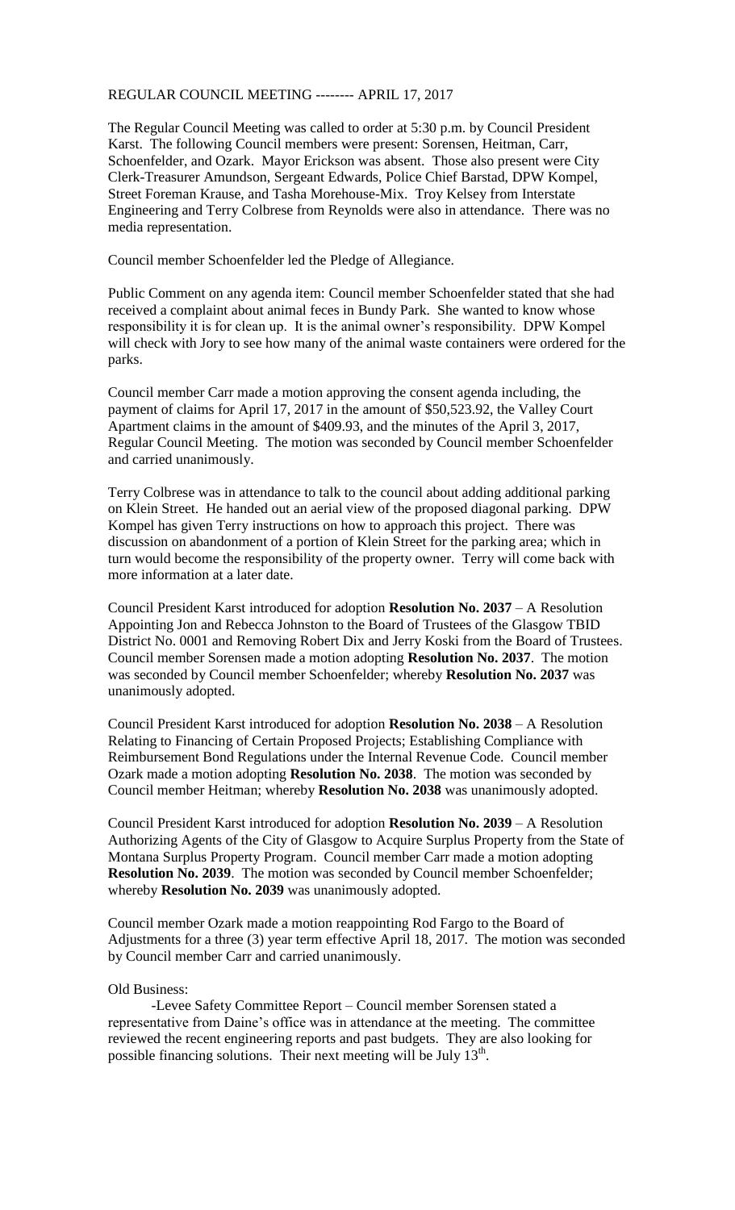# REGULAR COUNCIL MEETING -------- APRIL 17, 2017

The Regular Council Meeting was called to order at 5:30 p.m. by Council President Karst. The following Council members were present: Sorensen, Heitman, Carr, Schoenfelder, and Ozark. Mayor Erickson was absent. Those also present were City Clerk-Treasurer Amundson, Sergeant Edwards, Police Chief Barstad, DPW Kompel, Street Foreman Krause, and Tasha Morehouse-Mix. Troy Kelsey from Interstate Engineering and Terry Colbrese from Reynolds were also in attendance. There was no media representation.

Council member Schoenfelder led the Pledge of Allegiance.

Public Comment on any agenda item: Council member Schoenfelder stated that she had received a complaint about animal feces in Bundy Park. She wanted to know whose responsibility it is for clean up. It is the animal owner's responsibility. DPW Kompel will check with Jory to see how many of the animal waste containers were ordered for the parks.

Council member Carr made a motion approving the consent agenda including, the payment of claims for April 17, 2017 in the amount of $50,523.92, the Valley Court Apartment claims in the amount of $409.93, and the minutes of the April 3, 2017, Regular Council Meeting. The motion was seconded by Council member Schoenfelder and carried unanimously.

Terry Colbrese was in attendance to talk to the council about adding additional parking on Klein Street. He handed out an aerial view of the proposed diagonal parking. DPW Kompel has given Terry instructions on how to approach this project. There was discussion on abandonment of a portion of Klein Street for the parking area; which in turn would become the responsibility of the property owner. Terry will come back with more information at a later date.

Council President Karst introduced for adoption **Resolution No. 2037** – A Resolution Appointing Jon and Rebecca Johnston to the Board of Trustees of the Glasgow TBID District No. 0001 and Removing Robert Dix and Jerry Koski from the Board of Trustees. Council member Sorensen made a motion adopting **Resolution No. 2037**. The motion was seconded by Council member Schoenfelder; whereby **Resolution No. 2037** was unanimously adopted.

Council President Karst introduced for adoption **Resolution No. 2038** – A Resolution Relating to Financing of Certain Proposed Projects; Establishing Compliance with Reimbursement Bond Regulations under the Internal Revenue Code. Council member Ozark made a motion adopting **Resolution No. 2038**. The motion was seconded by Council member Heitman; whereby **Resolution No. 2038** was unanimously adopted.

Council President Karst introduced for adoption **Resolution No. 2039** – A Resolution Authorizing Agents of the City of Glasgow to Acquire Surplus Property from the State of Montana Surplus Property Program. Council member Carr made a motion adopting **Resolution No. 2039**. The motion was seconded by Council member Schoenfelder; whereby **Resolution No. 2039** was unanimously adopted.

Council member Ozark made a motion reappointing Rod Fargo to the Board of Adjustments for a three (3) year term effective April 18, 2017. The motion was seconded by Council member Carr and carried unanimously.

Old Business:

-Levee Safety Committee Report – Council member Sorensen stated a representative from Daine's office was in attendance at the meeting. The committee reviewed the recent engineering reports and past budgets. They are also looking for possible financing solutions. Their next meeting will be July 13th.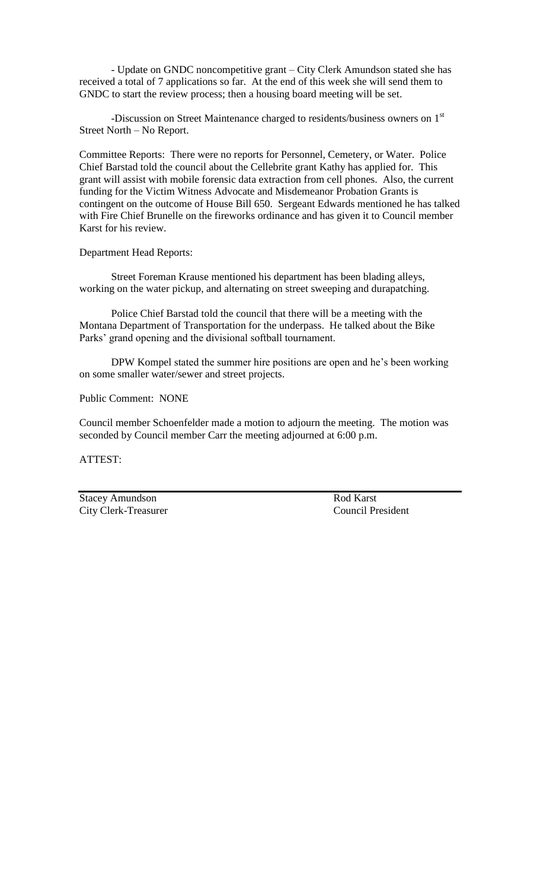- Update on GNDC noncompetitive grant – City Clerk Amundson stated she has received a total of 7 applications so far. At the end of this week she will send them to GNDC to start the review process; then a housing board meeting will be set.

-Discussion on Street Maintenance charged to residents/business owners on 1st Street North – No Report.

Committee Reports: There were no reports for Personnel, Cemetery, or Water. Police Chief Barstad told the council about the Cellebrite grant Kathy has applied for. This grant will assist with mobile forensic data extraction from cell phones. Also, the current funding for the Victim Witness Advocate and Misdemeanor Probation Grants is contingent on the outcome of House Bill 650. Sergeant Edwards mentioned he has talked with Fire Chief Brunelle on the fireworks ordinance and has given it to Council member Karst for his review.

Department Head Reports:

Street Foreman Krause mentioned his department has been blading alleys, working on the water pickup, and alternating on street sweeping and durapatching.

Police Chief Barstad told the council that there will be a meeting with the Montana Department of Transportation for the underpass. He talked about the Bike Parks' grand opening and the divisional softball tournament.

DPW Kompel stated the summer hire positions are open and he's been working on some smaller water/sewer and street projects.

Public Comment: NONE

Council member Schoenfelder made a motion to adjourn the meeting. The motion was seconded by Council member Carr the meeting adjourned at 6:00 p.m.

ATTEST:

Stacey Amundson
City Clerk-Treasurer

Rod Karst
Council President